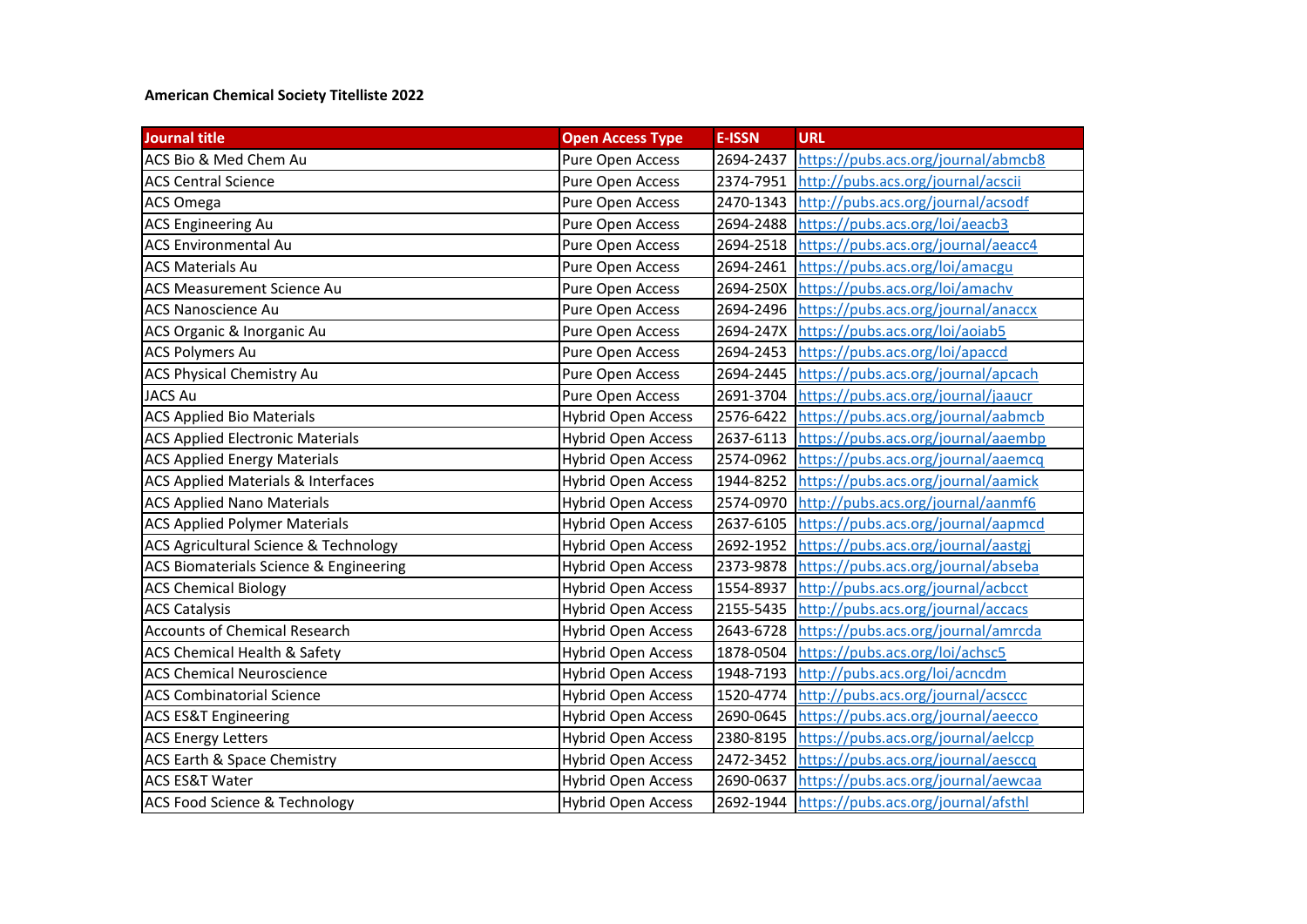**American Chemical Society Titelliste 2022**

| Journal title | Open Access Type | E-ISSN | URL |
| --- | --- | --- | --- |
| ACS Bio & Med Chem Au | Pure Open Access | 2694-2437 | https://pubs.acs.org/journal/abmcb8 |
| ACS Central Science | Pure Open Access | 2374-7951 | http://pubs.acs.org/journal/acscii |
| ACS Omega | Pure Open Access | 2470-1343 | http://pubs.acs.org/journal/acsodf |
| ACS Engineering Au | Pure Open Access | 2694-2488 | https://pubs.acs.org/loi/aeacb3 |
| ACS Environmental Au | Pure Open Access | 2694-2518 | https://pubs.acs.org/journal/aeacc4 |
| ACS Materials Au | Pure Open Access | 2694-2461 | https://pubs.acs.org/loi/amacgu |
| ACS Measurement Science Au | Pure Open Access | 2694-250X | https://pubs.acs.org/loi/amachv |
| ACS Nanoscience Au | Pure Open Access | 2694-2496 | https://pubs.acs.org/journal/anaccx |
| ACS Organic & Inorganic Au | Pure Open Access | 2694-247X | https://pubs.acs.org/loi/aoiab5 |
| ACS Polymers Au | Pure Open Access | 2694-2453 | https://pubs.acs.org/loi/apaccd |
| ACS Physical Chemistry Au | Pure Open Access | 2694-2445 | https://pubs.acs.org/journal/apcach |
| JACS Au | Pure Open Access | 2691-3704 | https://pubs.acs.org/journal/jaaucr |
| ACS Applied Bio Materials | Hybrid Open Access | 2576-6422 | https://pubs.acs.org/journal/aabmcb |
| ACS Applied Electronic Materials | Hybrid Open Access | 2637-6113 | https://pubs.acs.org/journal/aaembp |
| ACS Applied Energy Materials | Hybrid Open Access | 2574-0962 | https://pubs.acs.org/journal/aaemcq |
| ACS Applied Materials & Interfaces | Hybrid Open Access | 1944-8252 | https://pubs.acs.org/journal/aamick |
| ACS Applied Nano Materials | Hybrid Open Access | 2574-0970 | http://pubs.acs.org/journal/aanmf6 |
| ACS Applied Polymer Materials | Hybrid Open Access | 2637-6105 | https://pubs.acs.org/journal/aapmcd |
| ACS Agricultural Science & Technology | Hybrid Open Access | 2692-1952 | https://pubs.acs.org/journal/aastgj |
| ACS Biomaterials Science & Engineering | Hybrid Open Access | 2373-9878 | https://pubs.acs.org/journal/abseba |
| ACS Chemical Biology | Hybrid Open Access | 1554-8937 | http://pubs.acs.org/journal/acbcct |
| ACS Catalysis | Hybrid Open Access | 2155-5435 | http://pubs.acs.org/journal/accacs |
| Accounts of Chemical Research | Hybrid Open Access | 2643-6728 | https://pubs.acs.org/journal/amrcda |
| ACS Chemical Health & Safety | Hybrid Open Access | 1878-0504 | https://pubs.acs.org/loi/achsc5 |
| ACS Chemical Neuroscience | Hybrid Open Access | 1948-7193 | http://pubs.acs.org/loi/acncdm |
| ACS Combinatorial Science | Hybrid Open Access | 1520-4774 | http://pubs.acs.org/journal/acsccc |
| ACS ES&T Engineering | Hybrid Open Access | 2690-0645 | https://pubs.acs.org/journal/aeecco |
| ACS Energy Letters | Hybrid Open Access | 2380-8195 | https://pubs.acs.org/journal/aelccp |
| ACS Earth & Space Chemistry | Hybrid Open Access | 2472-3452 | https://pubs.acs.org/journal/aesccq |
| ACS ES&T Water | Hybrid Open Access | 2690-0637 | https://pubs.acs.org/journal/aewcaa |
| ACS Food Science & Technology | Hybrid Open Access | 2692-1944 | https://pubs.acs.org/journal/afsthl |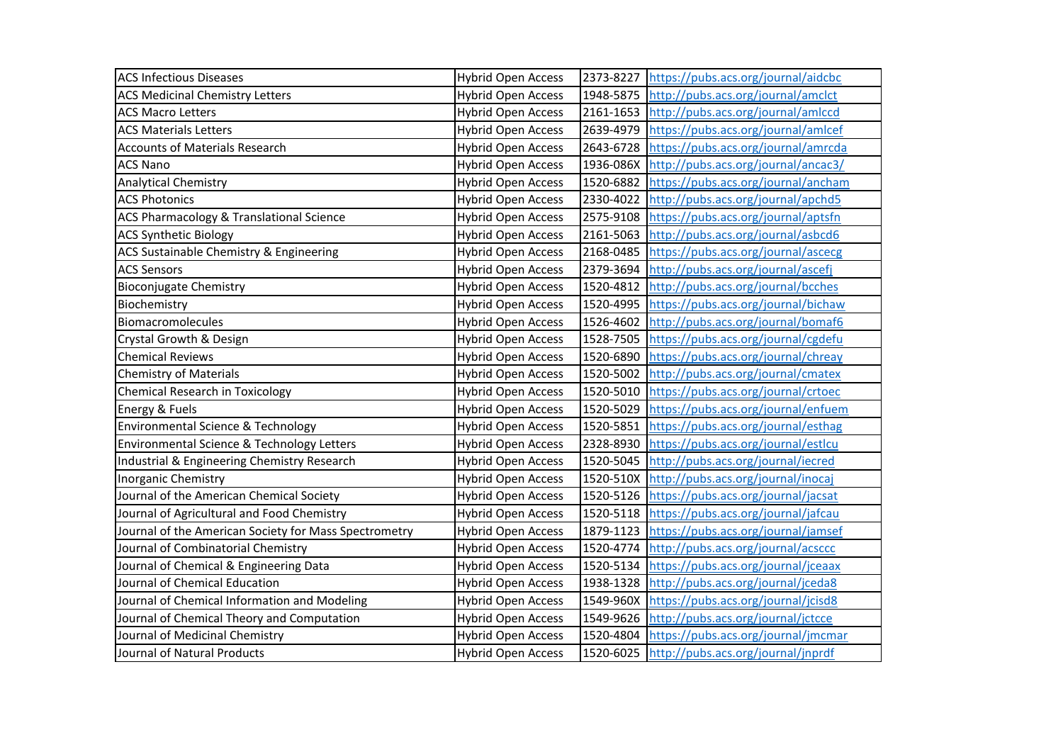| ACS Infectious Diseases | Hybrid Open Access | 2373-8227 | https://pubs.acs.org/journal/aidcbc |
|---|---|---|---|
| ACS Medicinal Chemistry Letters | Hybrid Open Access | 1948-5875 | http://pubs.acs.org/journal/amclct |
| ACS Macro Letters | Hybrid Open Access | 2161-1653 | http://pubs.acs.org/journal/amlccd |
| ACS Materials Letters | Hybrid Open Access | 2639-4979 | https://pubs.acs.org/journal/amlcef |
| Accounts of Materials Research | Hybrid Open Access | 2643-6728 | https://pubs.acs.org/journal/amrcda |
| ACS Nano | Hybrid Open Access | 1936-086X | http://pubs.acs.org/journal/ancac3/ |
| Analytical Chemistry | Hybrid Open Access | 1520-6882 | https://pubs.acs.org/journal/ancham |
| ACS Photonics | Hybrid Open Access | 2330-4022 | http://pubs.acs.org/journal/apchd5 |
| ACS Pharmacology & Translational Science | Hybrid Open Access | 2575-9108 | https://pubs.acs.org/journal/aptsfn |
| ACS Synthetic Biology | Hybrid Open Access | 2161-5063 | http://pubs.acs.org/journal/asbcd6 |
| ACS Sustainable Chemistry & Engineering | Hybrid Open Access | 2168-0485 | https://pubs.acs.org/journal/ascecg |
| ACS Sensors | Hybrid Open Access | 2379-3694 | http://pubs.acs.org/journal/ascefj |
| Bioconjugate Chemistry | Hybrid Open Access | 1520-4812 | http://pubs.acs.org/journal/bcches |
| Biochemistry | Hybrid Open Access | 1520-4995 | https://pubs.acs.org/journal/bichaw |
| Biomacromolecules | Hybrid Open Access | 1526-4602 | http://pubs.acs.org/journal/bomaf6 |
| Crystal Growth & Design | Hybrid Open Access | 1528-7505 | https://pubs.acs.org/journal/cgdefu |
| Chemical Reviews | Hybrid Open Access | 1520-6890 | https://pubs.acs.org/journal/chreay |
| Chemistry of Materials | Hybrid Open Access | 1520-5002 | http://pubs.acs.org/journal/cmatex |
| Chemical Research in Toxicology | Hybrid Open Access | 1520-5010 | https://pubs.acs.org/journal/crtoec |
| Energy & Fuels | Hybrid Open Access | 1520-5029 | https://pubs.acs.org/journal/enfuem |
| Environmental Science & Technology | Hybrid Open Access | 1520-5851 | https://pubs.acs.org/journal/esthag |
| Environmental Science & Technology Letters | Hybrid Open Access | 2328-8930 | https://pubs.acs.org/journal/estlcu |
| Industrial & Engineering Chemistry Research | Hybrid Open Access | 1520-5045 | http://pubs.acs.org/journal/iecred |
| Inorganic Chemistry | Hybrid Open Access | 1520-510X | http://pubs.acs.org/journal/inocaj |
| Journal of the American Chemical Society | Hybrid Open Access | 1520-5126 | https://pubs.acs.org/journal/jacsat |
| Journal of Agricultural and Food Chemistry | Hybrid Open Access | 1520-5118 | https://pubs.acs.org/journal/jafcau |
| Journal of the American Society for Mass Spectrometry | Hybrid Open Access | 1879-1123 | https://pubs.acs.org/journal/jamsef |
| Journal of Combinatorial Chemistry | Hybrid Open Access | 1520-4774 | http://pubs.acs.org/journal/acsccc |
| Journal of Chemical & Engineering Data | Hybrid Open Access | 1520-5134 | https://pubs.acs.org/journal/jceaax |
| Journal of Chemical Education | Hybrid Open Access | 1938-1328 | http://pubs.acs.org/journal/jceda8 |
| Journal of Chemical Information and Modeling | Hybrid Open Access | 1549-960X | https://pubs.acs.org/journal/jcisd8 |
| Journal of Chemical Theory and Computation | Hybrid Open Access | 1549-9626 | http://pubs.acs.org/journal/jctcce |
| Journal of Medicinal Chemistry | Hybrid Open Access | 1520-4804 | https://pubs.acs.org/journal/jmcmar |
| Journal of Natural Products | Hybrid Open Access | 1520-6025 | http://pubs.acs.org/journal/jnprdf |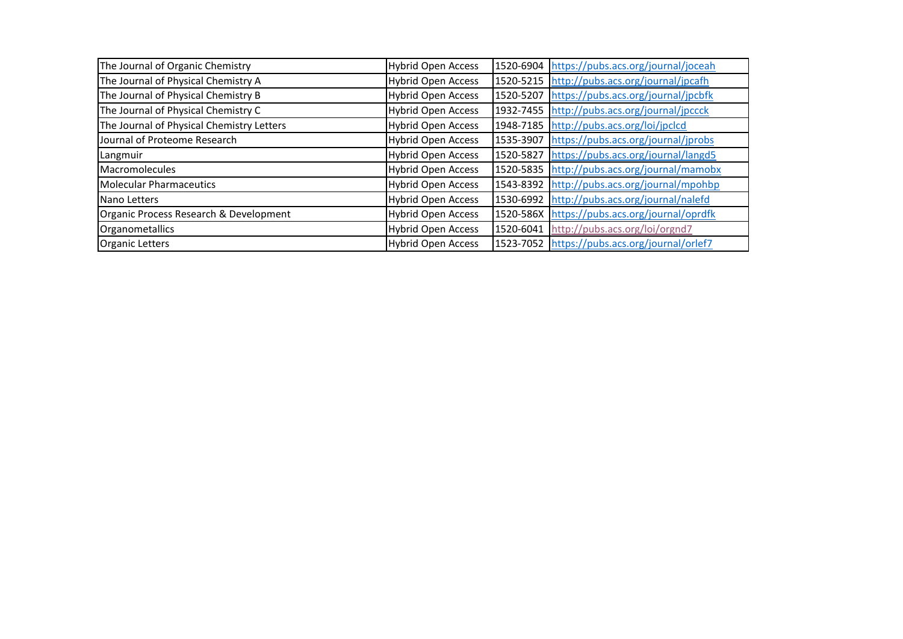| | | | |
|---|---|---|---|
| The Journal of Organic Chemistry | Hybrid Open Access | 1520-6904 | https://pubs.acs.org/journal/joceah |
| The Journal of Physical Chemistry A | Hybrid Open Access | 1520-5215 | http://pubs.acs.org/journal/jpcafh |
| The Journal of Physical Chemistry B | Hybrid Open Access | 1520-5207 | https://pubs.acs.org/journal/jpcbfk |
| The Journal of Physical Chemistry C | Hybrid Open Access | 1932-7455 | http://pubs.acs.org/journal/jpccck |
| The Journal of Physical Chemistry Letters | Hybrid Open Access | 1948-7185 | http://pubs.acs.org/loi/jpclcd |
| Journal of Proteome Research | Hybrid Open Access | 1535-3907 | https://pubs.acs.org/journal/jprobs |
| Langmuir | Hybrid Open Access | 1520-5827 | https://pubs.acs.org/journal/langd5 |
| Macromolecules | Hybrid Open Access | 1520-5835 | http://pubs.acs.org/journal/mamobx |
| Molecular Pharmaceutics | Hybrid Open Access | 1543-8392 | http://pubs.acs.org/journal/mpohbp |
| Nano Letters | Hybrid Open Access | 1530-6992 | http://pubs.acs.org/journal/nalefd |
| Organic Process Research & Development | Hybrid Open Access | 1520-586X | https://pubs.acs.org/journal/oprdfk |
| Organometallics | Hybrid Open Access | 1520-6041 | http://pubs.acs.org/loi/orgnd7 |
| Organic Letters | Hybrid Open Access | 1523-7052 | https://pubs.acs.org/journal/orlef7 |